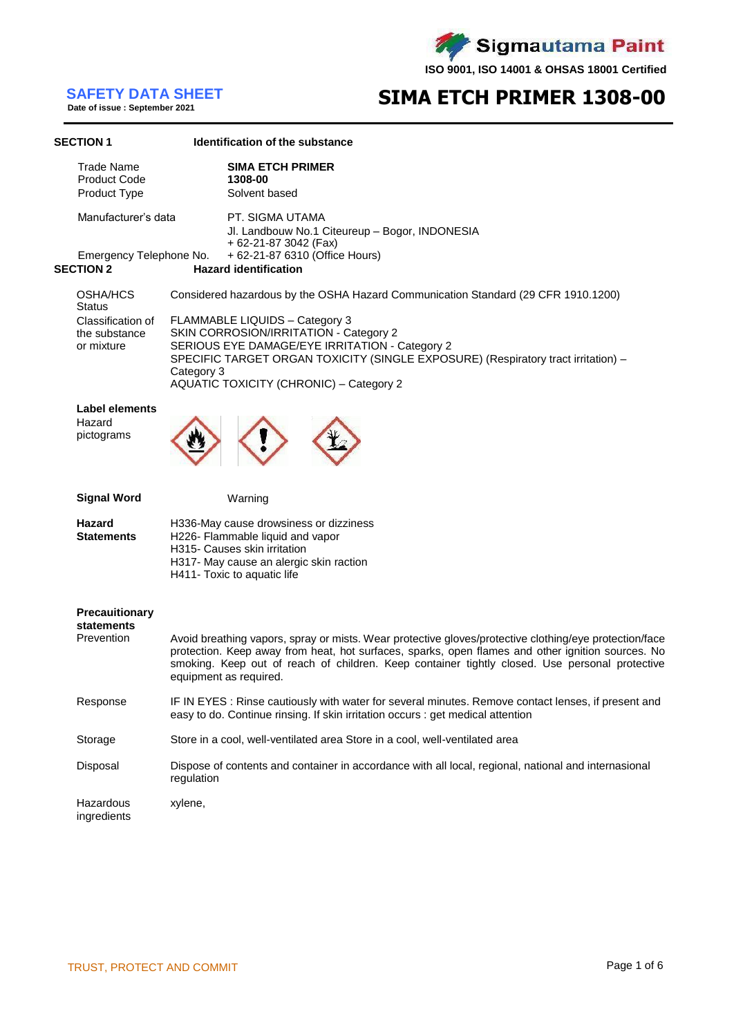Sigmautama Paint

ISO 9001, ISO 14001 & OHSAS 18001 Certified

# SAFETY DATA SHEET

Date of issue : September 2021

# SIMA ETCH PRIMER 1308-00

## SECTION 1 Identification of the substance

| | |
|---|---|
| Trade Name | **SIMA ETCH PRIMER** |
| Product Code | **1308-00** |
| Product Type | Solvent based |
| Manufacturer's data | PT. SIGMA UTAMA<br>Jl. Landbouw No.1 Citeureup – Bogor, INDONESIA<br>+ 62-21-87 3042 (Fax) |
| Emergency Telephone No. | + 62-21-87 6310 (Office Hours) |

## SECTION 2 Hazard identification

**OSHA/HCS Status**
Considered hazardous by the OSHA Hazard Communication Standard (29 CFR 1910.1200)

**Classification of the substance or mixture**
FLAMMABLE LIQUIDS – Category 3
SKIN CORROSION/IRRITATION - Category 2
SERIOUS EYE DAMAGE/EYE IRRITATION - Category 2
SPECIFIC TARGET ORGAN TOXICITY (SINGLE EXPOSURE) (Respiratory tract irritation) – Category 3
AQUATIC TOXICITY (CHRONIC) – Category 2

**Label elements**

Hazard pictograms

**Signal Word** Warning

**Hazard Statements**
H336-May cause drowsiness or dizziness
H226- Flammable liquid and vapor
H315- Causes skin irritation
H317- May cause an alergic skin raction
H411- Toxic to aquatic life

**Precauitionary statements**

Prevention
Avoid breathing vapors, spray or mists. Wear protective gloves/protective clothing/eye protection/face protection. Keep away from heat, hot surfaces, sparks, open flames and other ignition sources. No smoking. Keep out of reach of children. Keep container tightly closed. Use personal protective equipment as required.

Response
IF IN EYES : Rinse cautiously with water for several minutes. Remove contact lenses, if present and easy to do. Continue rinsing. If skin irritation occurs : get medical attention

Storage
Store in a cool, well-ventilated area Store in a cool, well-ventilated area

Disposal
Dispose of contents and container in accordance with all local, regional, national and internasional regulation

Hazardous ingredients
xylene,

TRUST, PROTECT AND COMMIT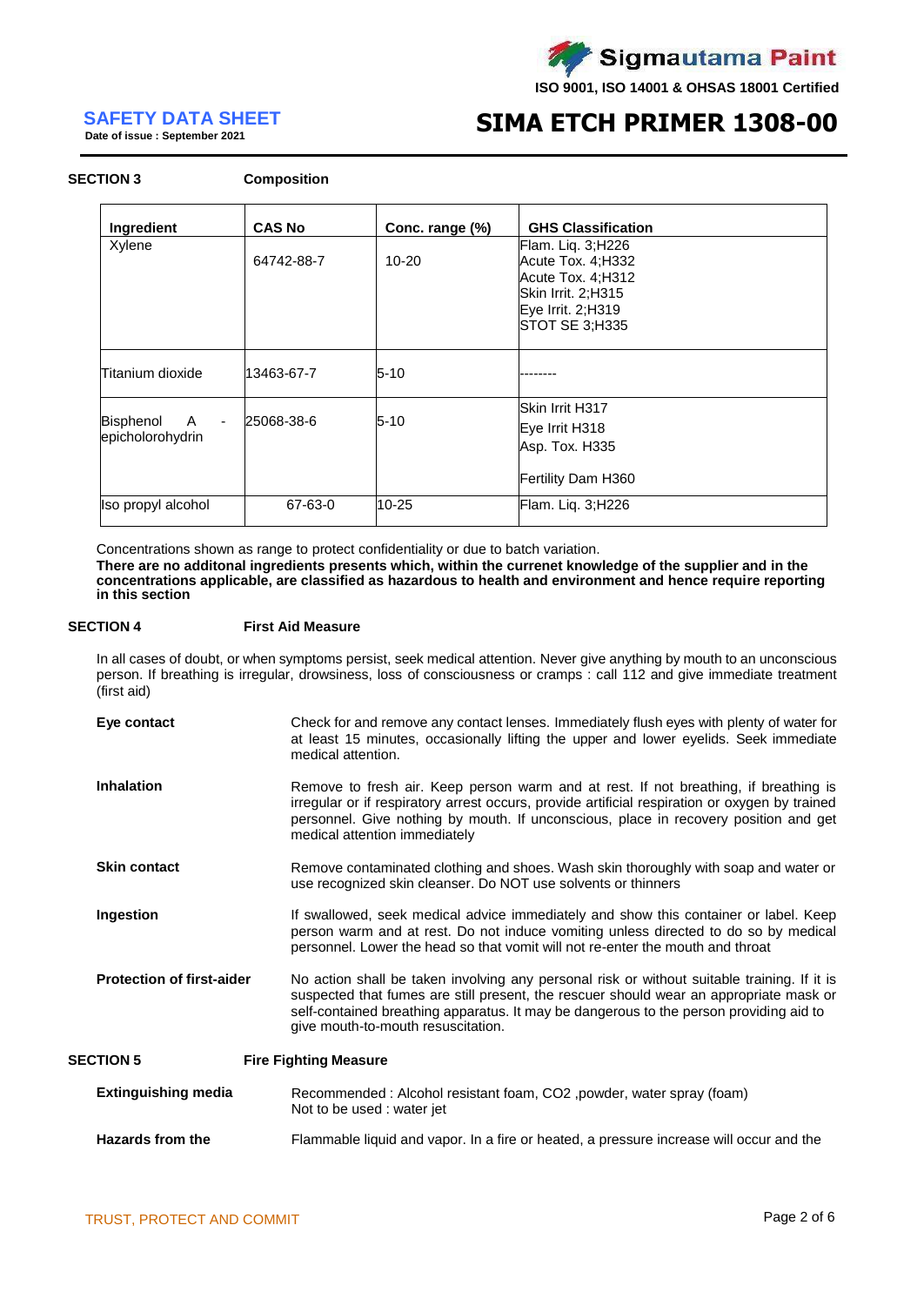## SECTION 3 Composition

| Ingredient | CAS No | Conc. range (%) | GHS Classification |
|---|---|---|---|
| Xylene | 64742-88-7 | 10-20 | Flam. Liq. 3;H226<br>Acute Tox. 4;H332<br>Acute Tox. 4;H312<br>Skin Irrit. 2;H315<br>Eye Irrit. 2;H319<br>STOT SE 3;H335 |
| Titanium dioxide | 13463-67-7 | 5-10 | -------- |
| Bisphenol A - epicholorohydrin | 25068-38-6 | 5-10 | Skin Irrit H317<br>Eye Irrit H318<br>Asp. Tox. H335<br>Fertility Dam H360 |
| Iso propyl alcohol | 67-63-0 | 10-25 | Flam. Liq. 3;H226 |

Concentrations shown as range to protect confidentiality or due to batch variation.

**There are no additonal ingredients presents which, within the currenet knowledge of the supplier and in the concentrations applicable, are classified as hazardous to health and environment and hence require reporting in this section**

## SECTION 4 First Aid Measure

In all cases of doubt, or when symptoms persist, seek medical attention. Never give anything by mouth to an unconscious person. If breathing is irregular, drowsiness, loss of consciousness or cramps : call 112 and give immediate treatment (first aid)

**Eye contact**
Check for and remove any contact lenses. Immediately flush eyes with plenty of water for at least 15 minutes, occasionally lifting the upper and lower eyelids. Seek immediate medical attention.

**Inhalation**
Remove to fresh air. Keep person warm and at rest. If not breathing, if breathing is irregular or if respiratory arrest occurs, provide artificial respiration or oxygen by trained personnel. Give nothing by mouth. If unconscious, place in recovery position and get medical attention immediately

**Skin contact**
Remove contaminated clothing and shoes. Wash skin thoroughly with soap and water or use recognized skin cleanser. Do NOT use solvents or thinners

**Ingestion**
If swallowed, seek medical advice immediately and show this container or label. Keep person warm and at rest. Do not induce vomiting unless directed to do so by medical personnel. Lower the head so that vomit will not re-enter the mouth and throat

**Protection of first-aider**
No action shall be taken involving any personal risk or without suitable training. If it is suspected that fumes are still present, the rescuer should wear an appropriate mask or self-contained breathing apparatus. It may be dangerous to the person providing aid to give mouth-to-mouth resuscitation.

## SECTION 5 Fire Fighting Measure

**Extinguishing media**
Recommended : Alcohol resistant foam, CO2 ,powder, water spray (foam)
Not to be used : water jet

**Hazards from the**
Flammable liquid and vapor. In a fire or heated, a pressure increase will occur and the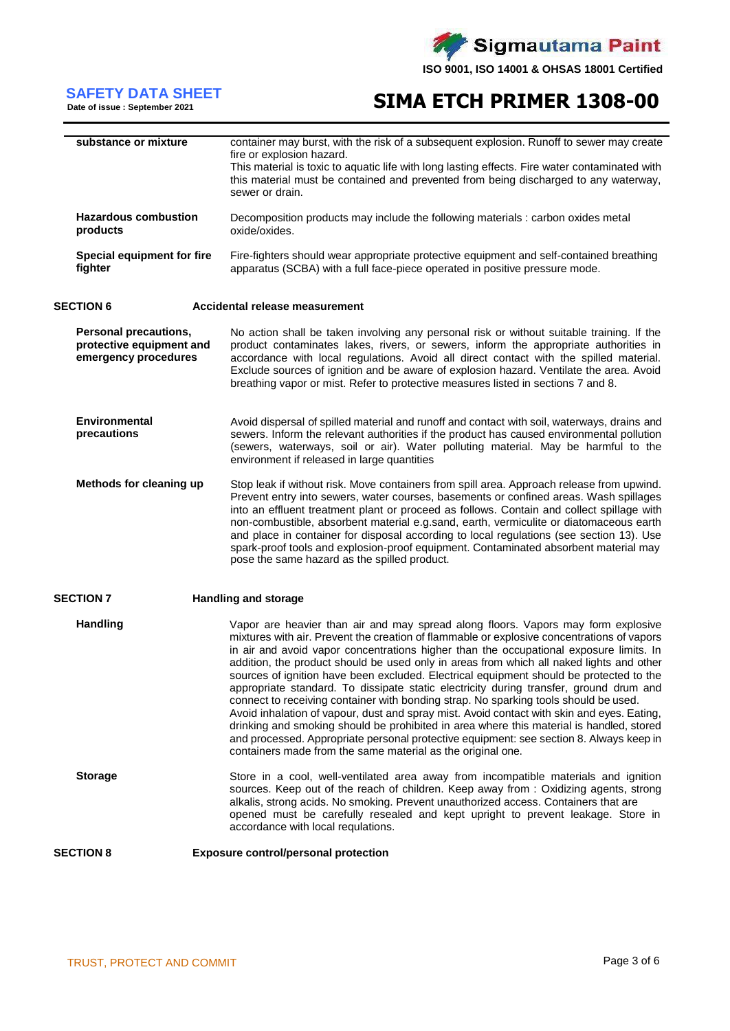| | |
|---|---|
| **substance or mixture** | container may burst, with the risk of a subsequent explosion. Runoff to sewer may create fire or explosion hazard. This material is toxic to aquatic life with long lasting effects. Fire water contaminated with this material must be contained and prevented from being discharged to any waterway, sewer or drain. |
| **Hazardous combustion products** | Decomposition products may include the following materials : carbon oxides metal oxide/oxides. |
| **Special equipment for fire fighter** | Fire-fighters should wear appropriate protective equipment and self-contained breathing apparatus (SCBA) with a full face-piece operated in positive pressure mode. |

## SECTION 6 Accidental release measurement

| | |
|---|---|
| **Personal precautions, protective equipment and emergency procedures** | No action shall be taken involving any personal risk or without suitable training. If the product contaminates lakes, rivers, or sewers, inform the appropriate authorities in accordance with local regulations. Avoid all direct contact with the spilled material. Exclude sources of ignition and be aware of explosion hazard. Ventilate the area. Avoid breathing vapor or mist. Refer to protective measures listed in sections 7 and 8. |
| **Environmental precautions** | Avoid dispersal of spilled material and runoff and contact with soil, waterways, drains and sewers. Inform the relevant authorities if the product has caused environmental pollution (sewers, waterways, soil or air). Water polluting material. May be harmful to the environment if released in large quantities |
| **Methods for cleaning up** | Stop leak if without risk. Move containers from spill area. Approach release from upwind. Prevent entry into sewers, water courses, basements or confined areas. Wash spillages into an effluent treatment plant or proceed as follows. Contain and collect spillage with non-combustible, absorbent material e.g.sand, earth, vermiculite or diatomaceous earth and place in container for disposal according to local regulations (see section 13). Use spark-proof tools and explosion-proof equipment. Contaminated absorbent material may pose the same hazard as the spilled product. |

## SECTION 7 Handling and storage

| | |
|---|---|
| **Handling** | Vapor are heavier than air and may spread along floors. Vapors may form explosive mixtures with air. Prevent the creation of flammable or explosive concentrations of vapors in air and avoid vapor concentrations higher than the occupational exposure limits. In addition, the product should be used only in areas from which all naked lights and other sources of ignition have been excluded. Electrical equipment should be protected to the appropriate standard. To dissipate static electricity during transfer, ground drum and connect to receiving container with bonding strap. No sparking tools should be used. Avoid inhalation of vapour, dust and spray mist. Avoid contact with skin and eyes. Eating, drinking and smoking should be prohibited in area where this material is handled, stored and processed. Appropriate personal protective equipment: see section 8. Always keep in containers made from the same material as the original one. |
| **Storage** | Store in a cool, well-ventilated area away from incompatible materials and ignition sources. Keep out of the reach of children. Keep away from : Oxidizing agents, strong alkalis, strong acids. No smoking. Prevent unauthorized access. Containers that are opened must be carefully resealed and kept upright to prevent leakage. Store in accordance with local requlations. |

## SECTION 8 Exposure control/personal protection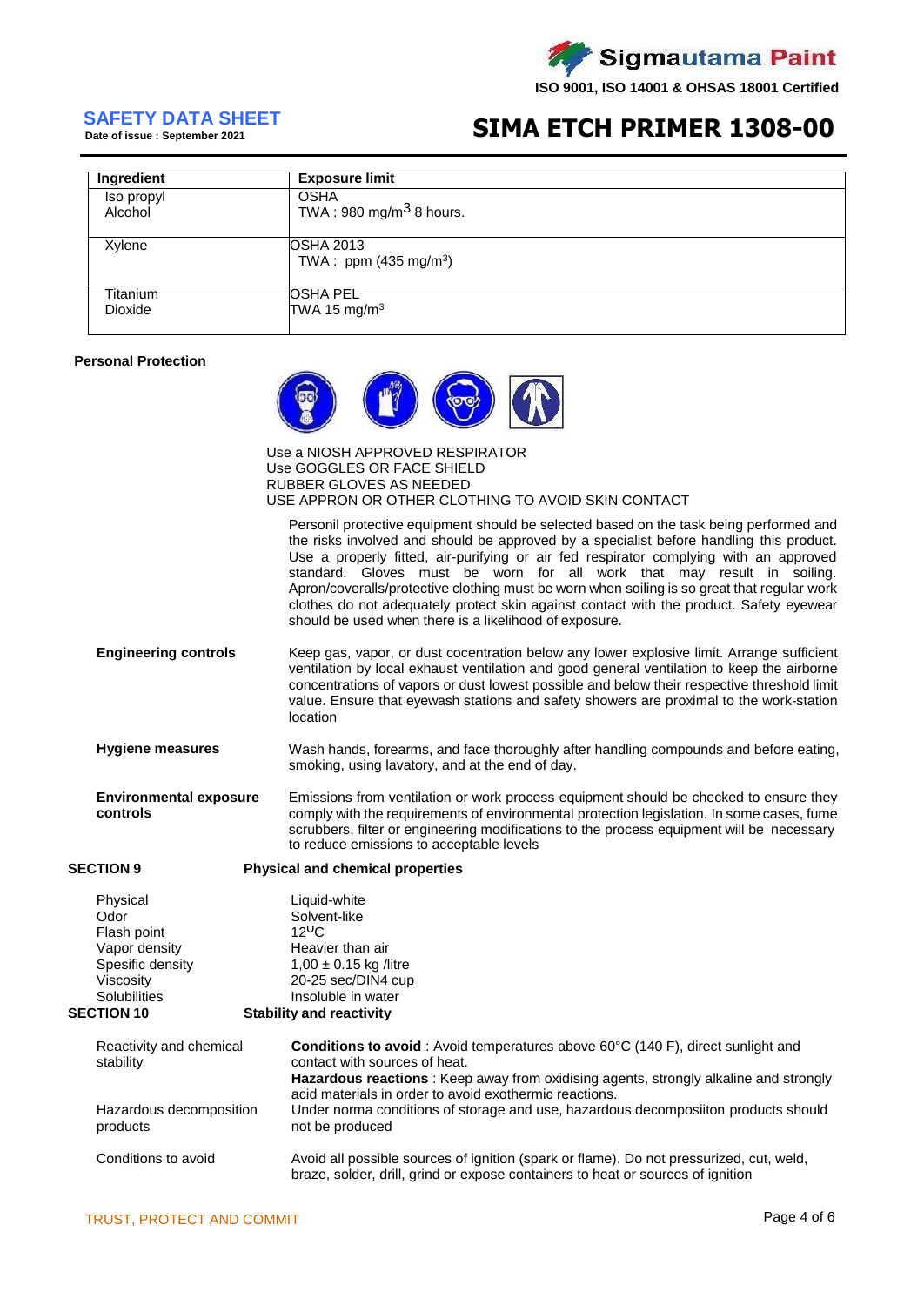| Ingredient | Exposure limit |
|---|---|
| Iso propyl Alcohol | OSHA<br>TWA : 980 mg/m$^3$ 8 hours. |
| Xylene | OSHA 2013<br>TWA : ppm (435 mg/m$^3$) |
| Titanium Dioxide | OSHA PEL<br>TWA 15 mg/m$^3$ |

**Personal Protection**

Use a NIOSH APPROVED RESPIRATOR
Use GOGGLES OR FACE SHIELD
RUBBER GLOVES AS NEEDED
USE APPRON OR OTHER CLOTHING TO AVOID SKIN CONTACT

Personil protective equipment should be selected based on the task being performed and the risks involved and should be approved by a specialist before handling this product. Use a properly fitted, air-purifying or air fed respirator complying with an approved standard. Gloves must be worn for all work that may result in soiling. Apron/coveralls/protective clothing must be worn when soiling is so great that regular work clothes do not adequately protect skin against contact with the product. Safety eyewear should be used when there is a likelihood of exposure.

**Engineering controls**

Keep gas, vapor, or dust cocentration below any lower explosive limit. Arrange sufficient ventilation by local exhaust ventilation and good general ventilation to keep the airborne concentrations of vapors or dust lowest possible and below their respective threshold limit value. Ensure that eyewash stations and safety showers are proximal to the work-station location

**Hygiene measures**

Wash hands, forearms, and face thoroughly after handling compounds and before eating, smoking, using lavatory, and at the end of day.

**Environmental exposure controls**

Emissions from ventilation or work process equipment should be checked to ensure they comply with the requirements of environmental protection legislation. In some cases, fume scrubbers, filter or engineering modifications to the process equipment will be necessary to reduce emissions to acceptable levels

## SECTION 9 Physical and chemical properties

| | |
|---|---|
| Physical | Liquid-white |
| Odor | Solvent-like |
| Flash point | 12$^{0}$C |
| Vapor density | Heavier than air |
| Spesific density | 1,00 ± 0.15 kg /litre |
| Viscosity | 20-25 sec/DIN4 cup |
| Solubilities | Insoluble in water |

## SECTION 10 Stability and reactivity

**Reactivity and chemical stability**

**Conditions to avoid** : Avoid temperatures above 60°C (140 F), direct sunlight and contact with sources of heat.

**Hazardous reactions** : Keep away from oxidising agents, strongly alkaline and strongly acid materials in order to avoid exothermic reactions.

**Hazardous decomposition products**

Under norma conditions of storage and use, hazardous decomposiiton products should not be produced

**Conditions to avoid**

Avoid all possible sources of ignition (spark or flame). Do not pressurized, cut, weld, braze, solder, drill, grind or expose containers to heat or sources of ignition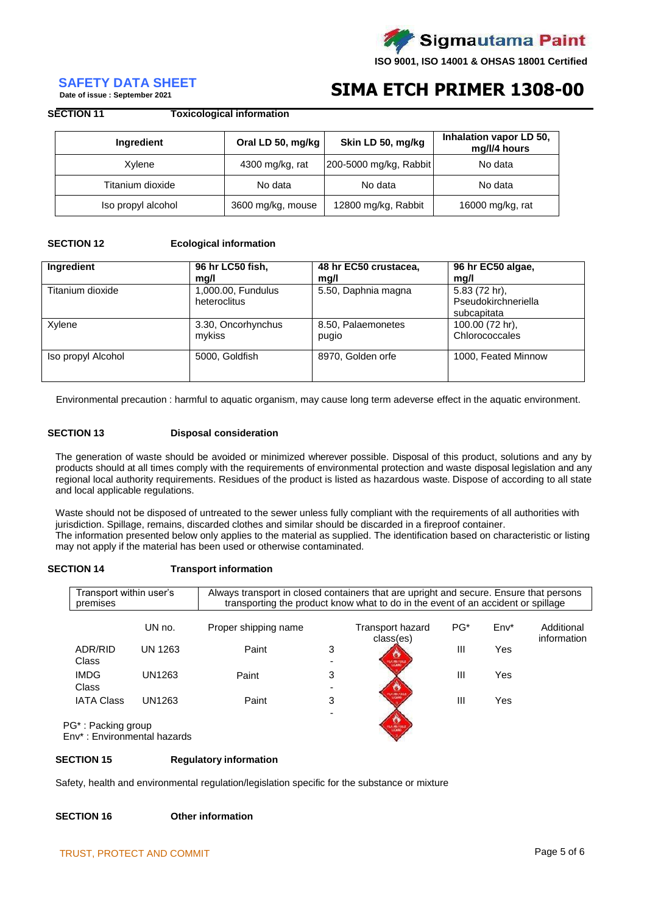## SECTION 11 Toxicological information

| Ingredient | Oral LD 50, mg/kg | Skin LD 50, mg/kg | Inhalation vapor LD 50, mg/l/4 hours |
|---|---|---|---|
| Xylene | 4300 mg/kg, rat | 200-5000 mg/kg, Rabbit | No data |
| Titanium dioxide | No data | No data | No data |
| Iso propyl alcohol | 3600 mg/kg, mouse | 12800 mg/kg, Rabbit | 16000 mg/kg, rat |

## SECTION 12 Ecological information

| Ingredient | 96 hr LC50 fish, mg/l | 48 hr EC50 crustacea, mg/l | 96 hr EC50 algae, mg/l |
|---|---|---|---|
| Titanium dioxide | 1,000.00, Fundulus heteroclitus | 5.50, Daphnia magna | 5.83 (72 hr), Pseudokirchneriella subcapitata |
| Xylene | 3.30, Oncorhynchus mykiss | 8.50, Palaemonetes pugio | 100.00 (72 hr), Chlorococcales |
| Iso propyl Alcohol | 5000, Goldfish | 8970, Golden orfe | 1000, Feated Minnow |

Environmental precaution : harmful to aquatic organism, may cause long term adeverse effect in the aquatic environment.

## SECTION 13 Disposal consideration

The generation of waste should be avoided or minimized wherever possible. Disposal of this product, solutions and any by products should at all times comply with the requirements of environmental protection and waste disposal legislation and any regional local authority requirements. Residues of the product is listed as hazardous waste. Dispose of according to all state and local applicable regulations.

Waste should not be disposed of untreated to the sewer unless fully compliant with the requirements of all authorities with jurisdiction. Spillage, remains, discarded clothes and similar should be discarded in a fireproof container.
The information presented below only applies to the material as supplied. The identification based on characteristic or listing may not apply if the material has been used or otherwise contaminated.

## SECTION 14 Transport information

| Transport within user's premises | Always transport in closed containers that are upright and secure. Ensure that persons transporting the product know what to do in the event of an accident or spillage |
|---|---|

| | UN no. | Proper shipping name | Transport hazard class(es) | PG* | Env* | Additional information |
|---|---|---|---|---|---|---|
| ADR/RID Class | UN 1263 | Paint | 3 | III | Yes | |
| IMDG Class | UN1263 | Paint | 3 | III | Yes | |
| IATA Class | UN1263 | Paint | 3 | III | Yes | |

PG* : Packing group
Env* : Environmental hazards

## SECTION 15 Regulatory information

Safety, health and environmental regulation/legislation specific for the substance or mixture

## SECTION 16 Other information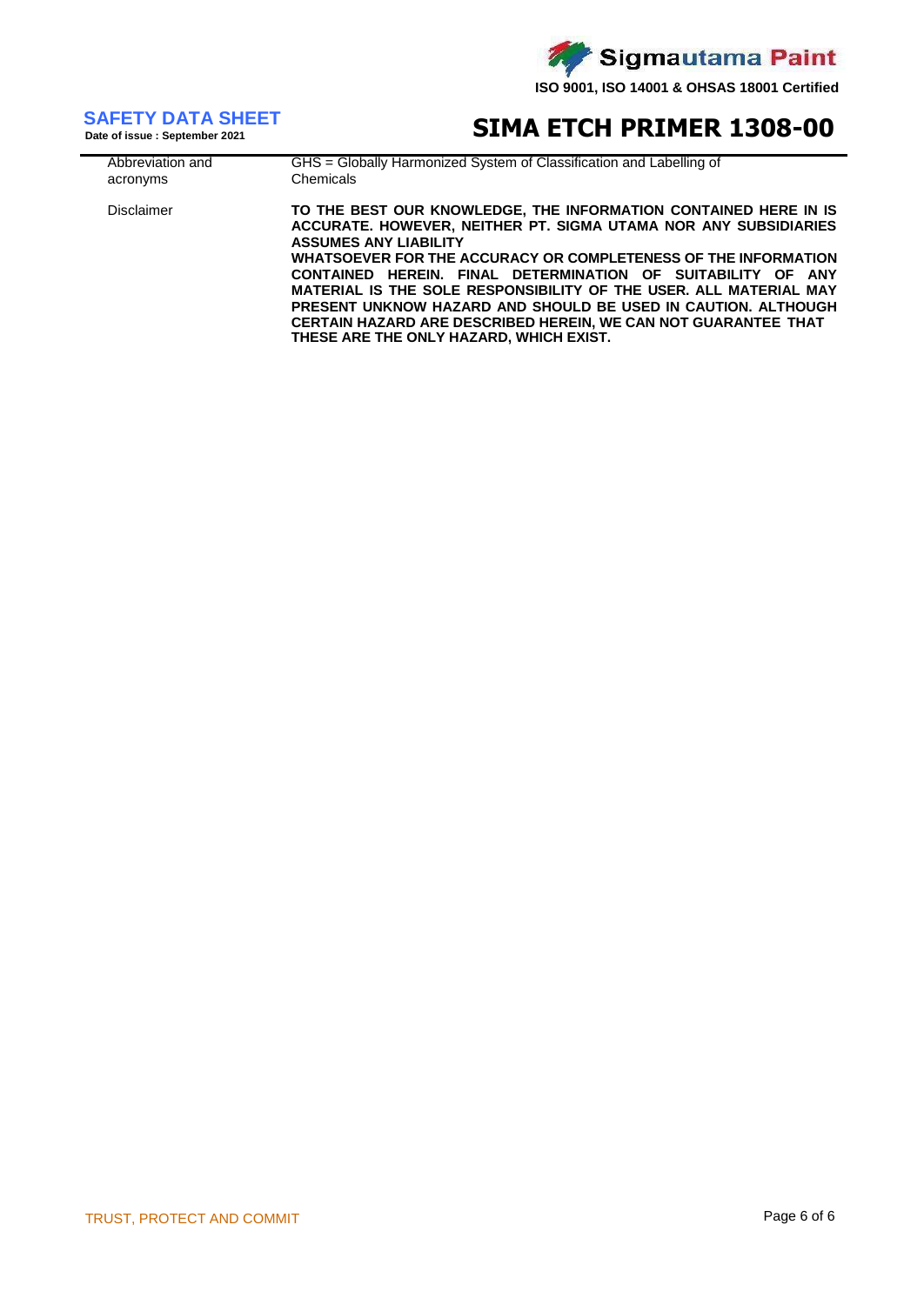| | |
|---|---|
| Abbreviation and acronyms | GHS = Globally Harmonized System of Classification and Labelling of Chemicals |
| Disclaimer | **TO THE BEST OUR KNOWLEDGE, THE INFORMATION CONTAINED HERE IN IS ACCURATE. HOWEVER, NEITHER PT. SIGMA UTAMA NOR ANY SUBSIDIARIES ASSUMES ANY LIABILITY WHATSOEVER FOR THE ACCURACY OR COMPLETENESS OF THE INFORMATION CONTAINED HEREIN. FINAL DETERMINATION OF SUITABILITY OF ANY MATERIAL IS THE SOLE RESPONSIBILITY OF THE USER. ALL MATERIAL MAY PRESENT UNKNOW HAZARD AND SHOULD BE USED IN CAUTION. ALTHOUGH CERTAIN HAZARD ARE DESCRIBED HEREIN, WE CAN NOT GUARANTEE THAT THESE ARE THE ONLY HAZARD, WHICH EXIST.** |